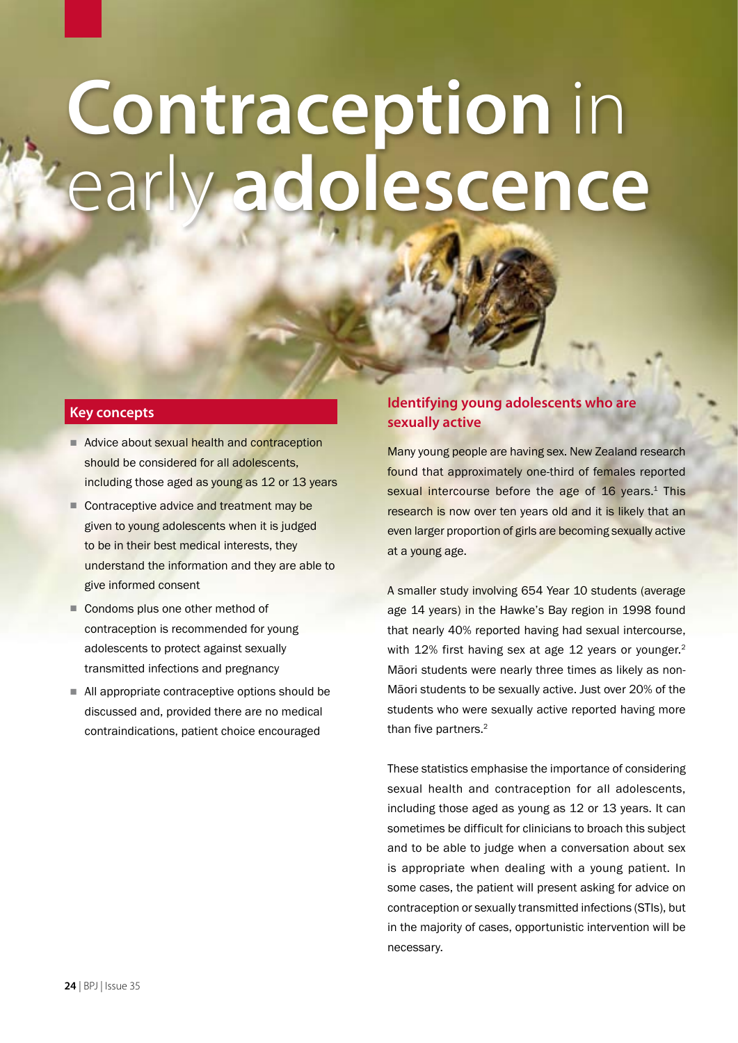# Contraception in early adolescence

## Key concepts

- Advice about sexual health and contraception should be considered for all adolescents, including those aged as young as 12 or 13 years
- Contraceptive advice and treatment may be given to young adolescents when it is judged to be in their best medical interests, they understand the information and they are able to give informed consent
- Condoms plus one other method of contraception is recommended for young adolescents to protect against sexually transmitted infections and pregnancy
- All appropriate contraceptive options should be discussed and, provided there are no medical contraindications, patient choice encouraged

## Identifying young adolescents who are sexually active

Many young people are having sex. New Zealand research found that approximately one-third of females reported sexual intercourse before the age of 16 years.[1] This research is now over ten years old and it is likely that an even larger proportion of girls are becoming sexually active at a young age.

A smaller study involving 654 Year 10 students (average age 14 years) in the Hawke's Bay region in 1998 found that nearly 40% reported having had sexual intercourse, with 12% first having sex at age 12 years or younger.[2] Māori students were nearly three times as likely as non-Māori students to be sexually active. Just over 20% of the students who were sexually active reported having more than five partners.[2]

These statistics emphasise the importance of considering sexual health and contraception for all adolescents, including those aged as young as 12 or 13 years. It can sometimes be difficult for clinicians to broach this subject and to be able to judge when a conversation about sex is appropriate when dealing with a young patient. In some cases, the patient will present asking for advice on contraception or sexually transmitted infections (STIs), but in the majority of cases, opportunistic intervention will be necessary.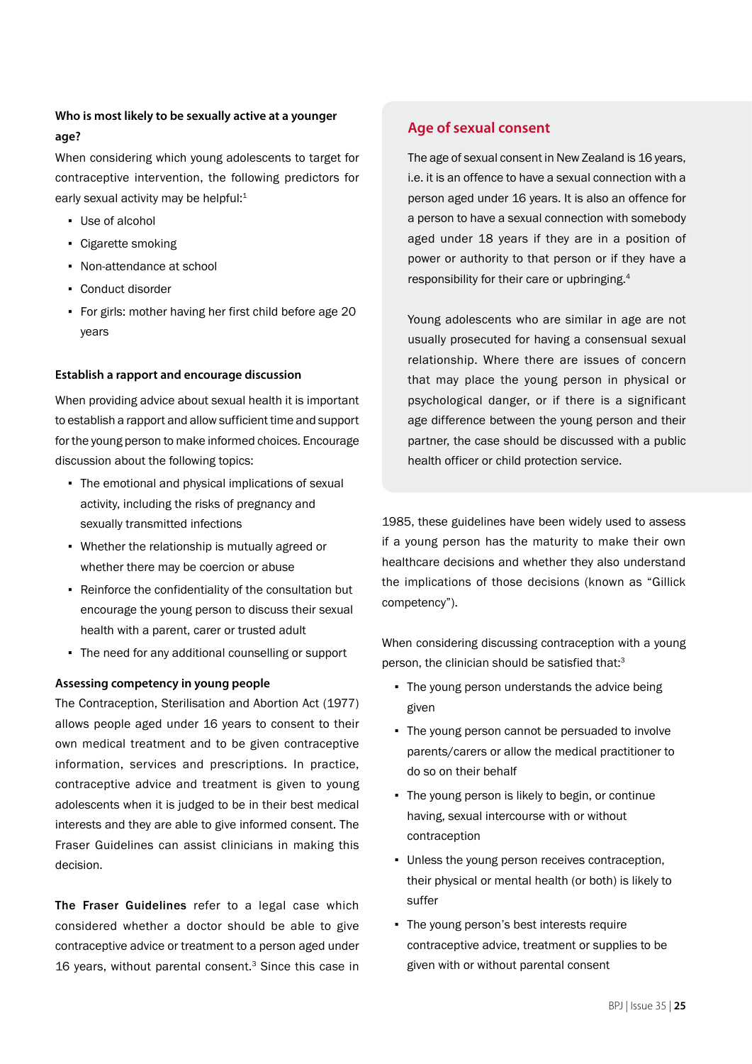### Who is most likely to be sexually active at a younger age?

When considering which young adolescents to target for contraceptive intervention, the following predictors for early sexual activity may be helpful:[1]

- Use of alcohol
- Cigarette smoking
- Non-attendance at school
- Conduct disorder
- For girls: mother having her first child before age 20 years

### Establish a rapport and encourage discussion

When providing advice about sexual health it is important to establish a rapport and allow sufficient time and support for the young person to make informed choices. Encourage discussion about the following topics:

- The emotional and physical implications of sexual activity, including the risks of pregnancy and sexually transmitted infections
- Whether the relationship is mutually agreed or whether there may be coercion or abuse
- Reinforce the confidentiality of the consultation but encourage the young person to discuss their sexual health with a parent, carer or trusted adult
- The need for any additional counselling or support

### Assessing competency in young people

The Contraception, Sterilisation and Abortion Act (1977) allows people aged under 16 years to consent to their own medical treatment and to be given contraceptive information, services and prescriptions. In practice, contraceptive advice and treatment is given to young adolescents when it is judged to be in their best medical interests and they are able to give informed consent. The Fraser Guidelines can assist clinicians in making this decision.

**The Fraser Guidelines** refer to a legal case which considered whether a doctor should be able to give contraceptive advice or treatment to a person aged under 16 years, without parental consent.[3] Since this case in 1985, these guidelines have been widely used to assess if a young person has the maturity to make their own healthcare decisions and whether they also understand the implications of those decisions (known as "Gillick competency").

When considering discussing contraception with a young person, the clinician should be satisfied that:[3]

- The young person understands the advice being given
- The young person cannot be persuaded to involve parents/carers or allow the medical practitioner to do so on their behalf
- The young person is likely to begin, or continue having, sexual intercourse with or without contraception
- Unless the young person receives contraception, their physical or mental health (or both) is likely to suffer
- The young person's best interests require contraceptive advice, treatment or supplies to be given with or without parental consent

## Age of sexual consent

The age of sexual consent in New Zealand is 16 years, i.e. it is an offence to have a sexual connection with a person aged under 16 years. It is also an offence for a person to have a sexual connection with somebody aged under 18 years if they are in a position of power or authority to that person or if they have a responsibility for their care or upbringing.[4]

Young adolescents who are similar in age are not usually prosecuted for having a consensual sexual relationship. Where there are issues of concern that may place the young person in physical or psychological danger, or if there is a significant age difference between the young person and their partner, the case should be discussed with a public health officer or child protection service.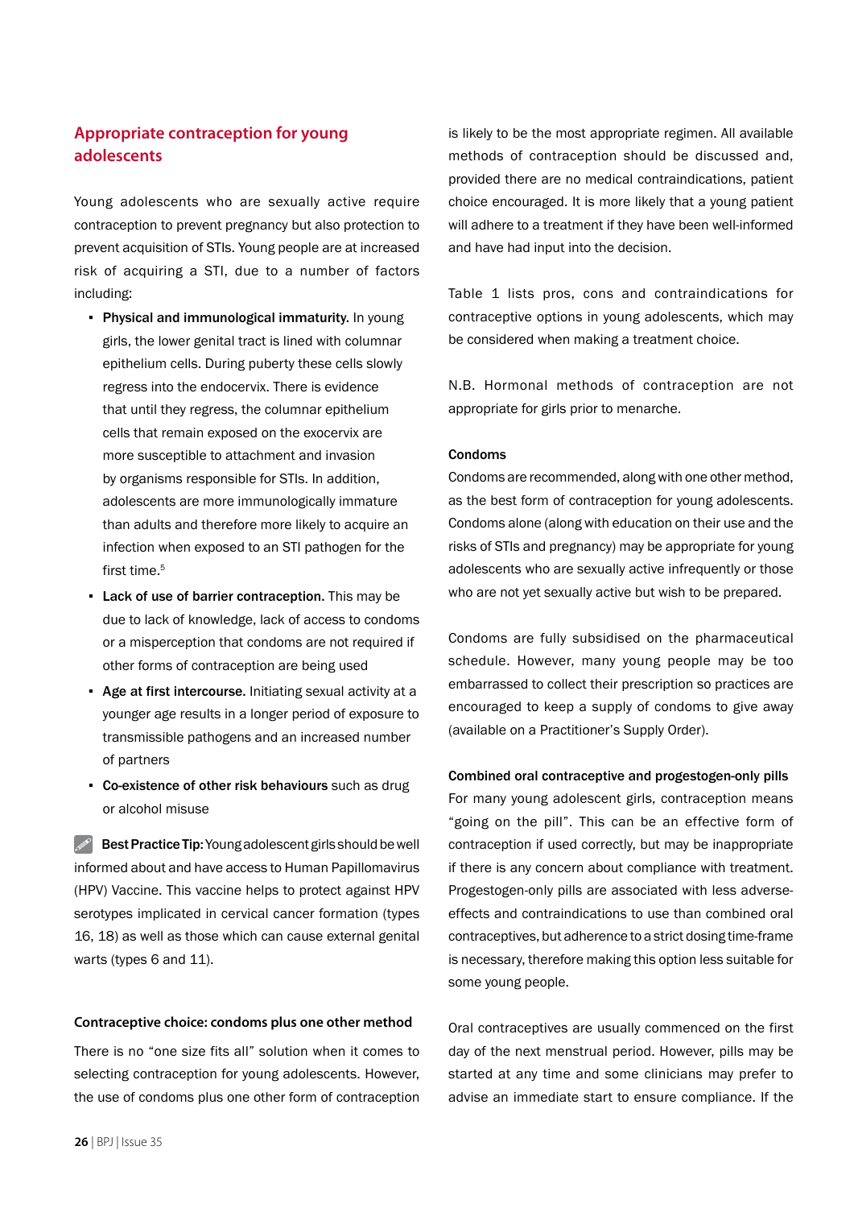## Appropriate contraception for young adolescents

Young adolescents who are sexually active require contraception to prevent pregnancy but also protection to prevent acquisition of STIs. Young people are at increased risk of acquiring a STI, due to a number of factors including:

- **Physical and immunological immaturity.** In young girls, the lower genital tract is lined with columnar epithelium cells. During puberty these cells slowly regress into the endocervix. There is evidence that until they regress, the columnar epithelium cells that remain exposed on the exocervix are more susceptible to attachment and invasion by organisms responsible for STIs. In addition, adolescents are more immunologically immature than adults and therefore more likely to acquire an infection when exposed to an STI pathogen for the first time.[5]
- **Lack of use of barrier contraception.** This may be due to lack of knowledge, lack of access to condoms or a misperception that condoms are not required if other forms of contraception are being used
- **Age at first intercourse.** Initiating sexual activity at a younger age results in a longer period of exposure to transmissible pathogens and an increased number of partners
- **Co-existence of other risk behaviours** such as drug or alcohol misuse

**Best Practice Tip:** Young adolescent girls should be well informed about and have access to Human Papillomavirus (HPV) Vaccine. This vaccine helps to protect against HPV serotypes implicated in cervical cancer formation (types 16, 18) as well as those which can cause external genital warts (types 6 and 11).

#### Contraceptive choice: condoms plus one other method

There is no "one size fits all" solution when it comes to selecting contraception for young adolescents. However, the use of condoms plus one other form of contraception is likely to be the most appropriate regimen. All available methods of contraception should be discussed and, provided there are no medical contraindications, patient choice encouraged. It is more likely that a young patient will adhere to a treatment if they have been well-informed and have had input into the decision.

Table 1 lists pros, cons and contraindications for contraceptive options in young adolescents, which may be considered when making a treatment choice.

N.B. Hormonal methods of contraception are not appropriate for girls prior to menarche.

#### Condoms

Condoms are recommended, along with one other method, as the best form of contraception for young adolescents. Condoms alone (along with education on their use and the risks of STIs and pregnancy) may be appropriate for young adolescents who are sexually active infrequently or those who are not yet sexually active but wish to be prepared.

Condoms are fully subsidised on the pharmaceutical schedule. However, many young people may be too embarrassed to collect their prescription so practices are encouraged to keep a supply of condoms to give away (available on a Practitioner's Supply Order).

#### Combined oral contraceptive and progestogen-only pills

For many young adolescent girls, contraception means "going on the pill". This can be an effective form of contraception if used correctly, but may be inappropriate if there is any concern about compliance with treatment. Progestogen-only pills are associated with less adverse-effects and contraindications to use than combined oral contraceptives, but adherence to a strict dosing time-frame is necessary, therefore making this option less suitable for some young people.

Oral contraceptives are usually commenced on the first day of the next menstrual period. However, pills may be started at any time and some clinicians may prefer to advise an immediate start to ensure compliance. If the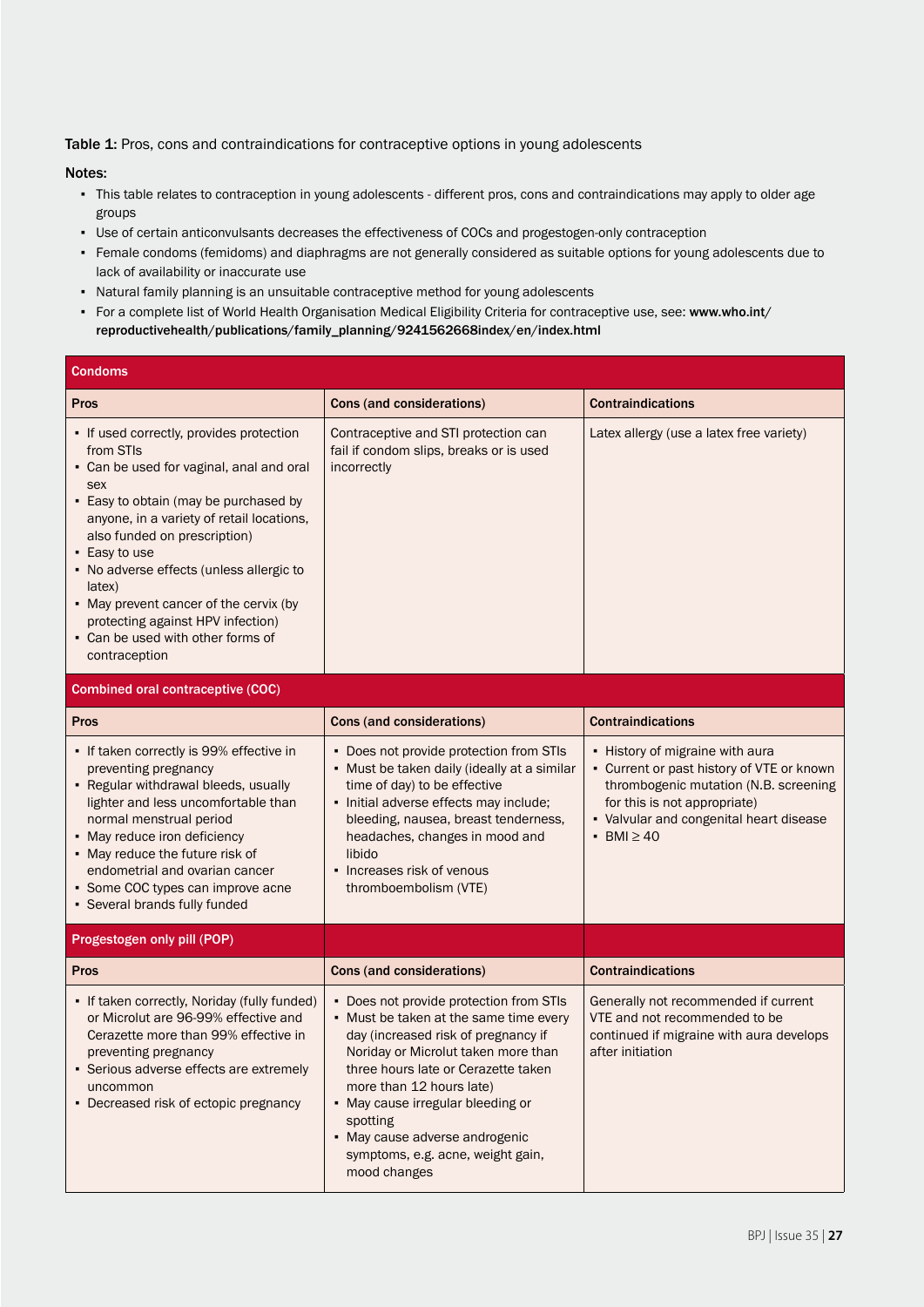**Table 1:** Pros, cons and contraindications for contraceptive options in young adolescents

**Notes:**

- This table relates to contraception in young adolescents - different pros, cons and contraindications may apply to older age groups
- Use of certain anticonvulsants decreases the effectiveness of COCs and progestogen-only contraception
- Female condoms (femidoms) and diaphragms are not generally considered as suitable options for young adolescents due to lack of availability or inaccurate use
- Natural family planning is an unsuitable contraceptive method for young adolescents
- For a complete list of World Health Organisation Medical Eligibility Criteria for contraceptive use, see: **www.who.int/reproductivehealth/publications/family_planning/9241562668index/en/index.html**

| **Condoms** | | |
|---|---|---|
| **Pros** | **Cons (and considerations)** | **Contraindications** |
| • If used correctly, provides protection from STIs<br>• Can be used for vaginal, anal and oral sex<br>• Easy to obtain (may be purchased by anyone, in a variety of retail locations, also funded on prescription)<br>• Easy to use<br>• No adverse effects (unless allergic to latex)<br>• May prevent cancer of the cervix (by protecting against HPV infection)<br>• Can be used with other forms of contraception | Contraceptive and STI protection can fail if condom slips, breaks or is used incorrectly | Latex allergy (use a latex free variety) |
| **Combined oral contraceptive (COC)** | | |
| **Pros** | **Cons (and considerations)** | **Contraindications** |
| • If taken correctly is 99% effective in preventing pregnancy<br>• Regular withdrawal bleeds, usually lighter and less uncomfortable than normal menstrual period<br>• May reduce iron deficiency<br>• May reduce the future risk of endometrial and ovarian cancer<br>• Some COC types can improve acne<br>• Several brands fully funded | • Does not provide protection from STIs<br>• Must be taken daily (ideally at a similar time of day) to be effective<br>• Initial adverse effects may include; bleeding, nausea, breast tenderness, headaches, changes in mood and libido<br>• Increases risk of venous thromboembolism (VTE) | • History of migraine with aura<br>• Current or past history of VTE or known thrombogenic mutation (N.B. screening for this is not appropriate)<br>• Valvular and congenital heart disease<br>• BMI ≥ 40 |
| **Progestogen only pill (POP)** | | |
| **Pros** | **Cons (and considerations)** | **Contraindications** |
| • If taken correctly, Noriday (fully funded) or Microlut are 96-99% effective and Cerazette more than 99% effective in preventing pregnancy<br>• Serious adverse effects are extremely uncommon<br>• Decreased risk of ectopic pregnancy | • Does not provide protection from STIs<br>• Must be taken at the same time every day (increased risk of pregnancy if Noriday or Microlut taken more than three hours late or Cerazette taken more than 12 hours late)<br>• May cause irregular bleeding or spotting<br>• May cause adverse androgenic symptoms, e.g. acne, weight gain, mood changes | Generally not recommended if current VTE and not recommended to be continued if migraine with aura develops after initiation |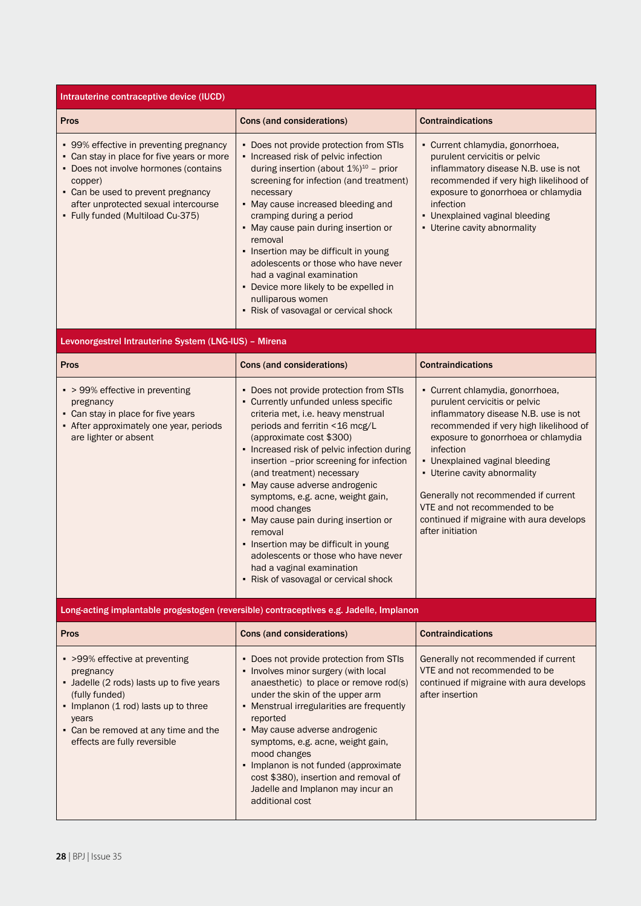| Intrauterine contraceptive device (IUCD) | | |
|---|---|---|
| **Pros** | **Cons (and considerations)** | **Contraindications** |
| ▪ 99% effective in preventing pregnancy<br>▪ Can stay in place for five years or more<br>▪ Does not involve hormones (contains copper)<br>▪ Can be used to prevent pregnancy after unprotected sexual intercourse<br>▪ Fully funded (Multiload Cu-375) | ▪ Does not provide protection from STIs<br>▪ Increased risk of pelvic infection during insertion (about 1%)[10] – prior screening for infection (and treatment) necessary<br>▪ May cause increased bleeding and cramping during a period<br>▪ May cause pain during insertion or removal<br>▪ Insertion may be difficult in young adolescents or those who have never had a vaginal examination<br>▪ Device more likely to be expelled in nulliparous women<br>▪ Risk of vasovagal or cervical shock | ▪ Current chlamydia, gonorrhoea, purulent cervicitis or pelvic inflammatory disease N.B. use is not recommended if very high likelihood of exposure to gonorrhoea or chlamydia infection<br>▪ Unexplained vaginal bleeding<br>▪ Uterine cavity abnormality |

| Levonorgestrel Intrauterine System (LNG-IUS) – Mirena | | |
|---|---|---|
| **Pros** | **Cons (and considerations)** | **Contraindications** |
| ▪ > 99% effective in preventing pregnancy<br>▪ Can stay in place for five years<br>▪ After approximately one year, periods are lighter or absent | ▪ Does not provide protection from STIs<br>▪ Currently unfunded unless specific criteria met, i.e. heavy menstrual periods and ferritin <16 mcg/L (approximate cost $300)<br>▪ Increased risk of pelvic infection during insertion –prior screening for infection (and treatment) necessary<br>▪ May cause adverse androgenic symptoms, e.g. acne, weight gain, mood changes<br>▪ May cause pain during insertion or removal<br>▪ Insertion may be difficult in young adolescents or those who have never had a vaginal examination<br>▪ Risk of vasovagal or cervical shock | ▪ Current chlamydia, gonorrhoea, purulent cervicitis or pelvic inflammatory disease N.B. use is not recommended if very high likelihood of exposure to gonorrhoea or chlamydia infection<br>▪ Unexplained vaginal bleeding<br>▪ Uterine cavity abnormality<br><br>Generally not recommended if current VTE and not recommended to be continued if migraine with aura develops after initiation |

| Long-acting implantable progestogen (reversible) contraceptives e.g. Jadelle, Implanon | | |
|---|---|---|
| **Pros** | **Cons (and considerations)** | **Contraindications** |
| ▪ >99% effective at preventing pregnancy<br>▪ Jadelle (2 rods) lasts up to five years (fully funded)<br>▪ Implanon (1 rod) lasts up to three years<br>▪ Can be removed at any time and the effects are fully reversible | ▪ Does not provide protection from STIs<br>▪ Involves minor surgery (with local anaesthetic) to place or remove rod(s) under the skin of the upper arm<br>▪ Menstrual irregularities are frequently reported<br>▪ May cause adverse androgenic symptoms, e.g. acne, weight gain, mood changes<br>▪ Implanon is not funded (approximate cost $380), insertion and removal of Jadelle and Implanon may incur an additional cost | Generally not recommended if current VTE and not recommended to be continued if migraine with aura develops after insertion |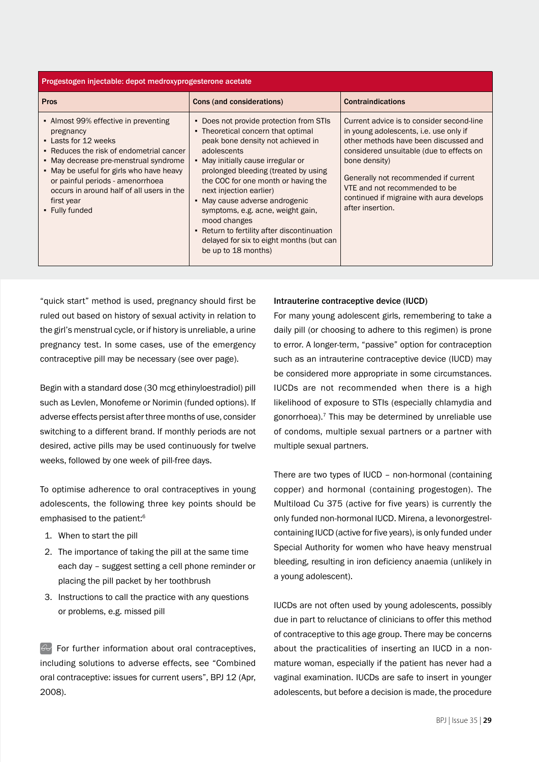| Progestogen injectable: depot medroxyprogesterone acetate | | |
|---|---|---|
| **Pros** | **Cons (and considerations)** | **Contraindications** |
| • Almost 99% effective in preventing pregnancy<br>• Lasts for 12 weeks<br>• Reduces the risk of endometrial cancer<br>• May decrease pre-menstrual syndrome<br>• May be useful for girls who have heavy or painful periods - amenorrhoea occurs in around half of all users in the first year<br>• Fully funded | • Does not provide protection from STIs<br>• Theoretical concern that optimal peak bone density not achieved in adolescents<br>• May initially cause irregular or prolonged bleeding (treated by using the COC for one month or having the next injection earlier)<br>• May cause adverse androgenic symptoms, e.g. acne, weight gain, mood changes<br>• Return to fertility after discontinuation delayed for six to eight months (but can be up to 18 months) | Current advice is to consider second-line in young adolescents, i.e. use only if other methods have been discussed and considered unsuitable (due to effects on bone density)<br><br>Generally not recommended if current VTE and not recommended to be continued if migraine with aura develops after insertion. |

"quick start" method is used, pregnancy should first be ruled out based on history of sexual activity in relation to the girl's menstrual cycle, or if history is unreliable, a urine pregnancy test. In some cases, use of the emergency contraceptive pill may be necessary (see over page).

Begin with a standard dose (30 mcg ethinyloestradiol) pill such as Levlen, Monofeme or Norimin (funded options). If adverse effects persist after three months of use, consider switching to a different brand. If monthly periods are not desired, active pills may be used continuously for twelve weeks, followed by one week of pill-free days.

To optimise adherence to oral contraceptives in young adolescents, the following three key points should be emphasised to the patient:[6]

1. When to start the pill
2. The importance of taking the pill at the same time each day – suggest setting a cell phone reminder or placing the pill packet by her toothbrush
3. Instructions to call the practice with any questions or problems, e.g. missed pill

For further information about oral contraceptives, including solutions to adverse effects, see "Combined oral contraceptive: issues for current users", BPJ 12 (Apr, 2008).

### Intrauterine contraceptive device (IUCD)

For many young adolescent girls, remembering to take a daily pill (or choosing to adhere to this regimen) is prone to error. A longer-term, "passive" option for contraception such as an intrauterine contraceptive device (IUCD) may be considered more appropriate in some circumstances. IUCDs are not recommended when there is a high likelihood of exposure to STIs (especially chlamydia and gonorrhoea).[7] This may be determined by unreliable use of condoms, multiple sexual partners or a partner with multiple sexual partners.

There are two types of IUCD – non-hormonal (containing copper) and hormonal (containing progestogen). The Multiload Cu 375 (active for five years) is currently the only funded non-hormonal IUCD. Mirena, a levonorgestrel-containing IUCD (active for five years), is only funded under Special Authority for women who have heavy menstrual bleeding, resulting in iron deficiency anaemia (unlikely in a young adolescent).

IUCDs are not often used by young adolescents, possibly due in part to reluctance of clinicians to offer this method of contraceptive to this age group. There may be concerns about the practicalities of inserting an IUCD in a non-mature woman, especially if the patient has never had a vaginal examination. IUCDs are safe to insert in younger adolescents, but before a decision is made, the procedure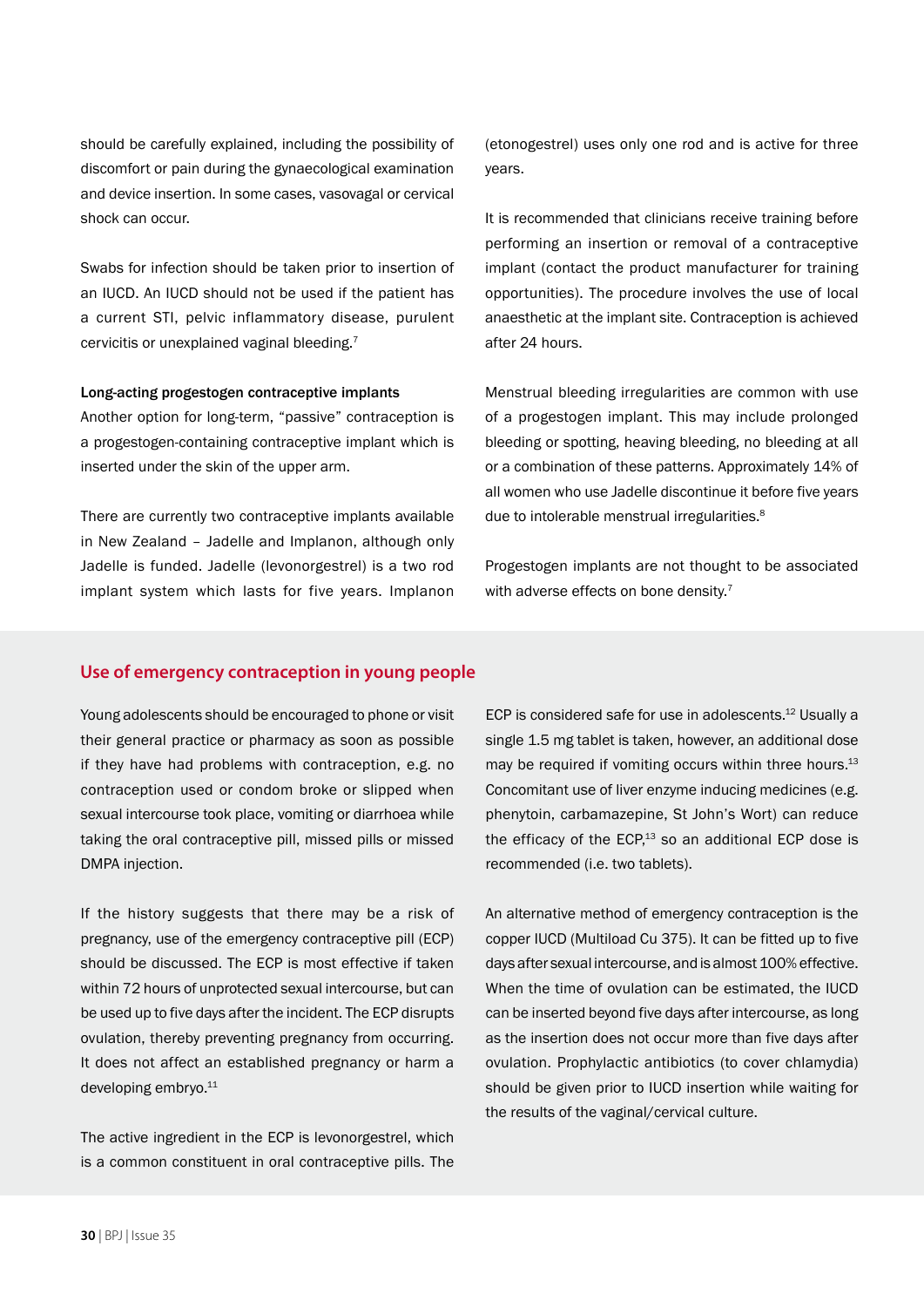should be carefully explained, including the possibility of discomfort or pain during the gynaecological examination and device insertion. In some cases, vasovagal or cervical shock can occur.

Swabs for infection should be taken prior to insertion of an IUCD. An IUCD should not be used if the patient has a current STI, pelvic inflammatory disease, purulent cervicitis or unexplained vaginal bleeding.[7]

**Long-acting progestogen contraceptive implants**

Another option for long-term, "passive" contraception is a progestogen-containing contraceptive implant which is inserted under the skin of the upper arm.

There are currently two contraceptive implants available in New Zealand – Jadelle and Implanon, although only Jadelle is funded. Jadelle (levonorgestrel) is a two rod implant system which lasts for five years. Implanon (etonogestrel) uses only one rod and is active for three years.

It is recommended that clinicians receive training before performing an insertion or removal of a contraceptive implant (contact the product manufacturer for training opportunities). The procedure involves the use of local anaesthetic at the implant site. Contraception is achieved after 24 hours.

Menstrual bleeding irregularities are common with use of a progestogen implant. This may include prolonged bleeding or spotting, heaving bleeding, no bleeding at all or a combination of these patterns. Approximately 14% of all women who use Jadelle discontinue it before five years due to intolerable menstrual irregularities.[8]

Progestogen implants are not thought to be associated with adverse effects on bone density.[7]

## Use of emergency contraception in young people

Young adolescents should be encouraged to phone or visit their general practice or pharmacy as soon as possible if they have had problems with contraception, e.g. no contraception used or condom broke or slipped when sexual intercourse took place, vomiting or diarrhoea while taking the oral contraceptive pill, missed pills or missed DMPA injection.

If the history suggests that there may be a risk of pregnancy, use of the emergency contraceptive pill (ECP) should be discussed. The ECP is most effective if taken within 72 hours of unprotected sexual intercourse, but can be used up to five days after the incident. The ECP disrupts ovulation, thereby preventing pregnancy from occurring. It does not affect an established pregnancy or harm a developing embryo.[11]

The active ingredient in the ECP is levonorgestrel, which is a common constituent in oral contraceptive pills. The ECP is considered safe for use in adolescents.[12] Usually a single 1.5 mg tablet is taken, however, an additional dose may be required if vomiting occurs within three hours.[13] Concomitant use of liver enzyme inducing medicines (e.g. phenytoin, carbamazepine, St John's Wort) can reduce the efficacy of the ECP,[13] so an additional ECP dose is recommended (i.e. two tablets).

An alternative method of emergency contraception is the copper IUCD (Multiload Cu 375). It can be fitted up to five days after sexual intercourse, and is almost 100% effective. When the time of ovulation can be estimated, the IUCD can be inserted beyond five days after intercourse, as long as the insertion does not occur more than five days after ovulation. Prophylactic antibiotics (to cover chlamydia) should be given prior to IUCD insertion while waiting for the results of the vaginal/cervical culture.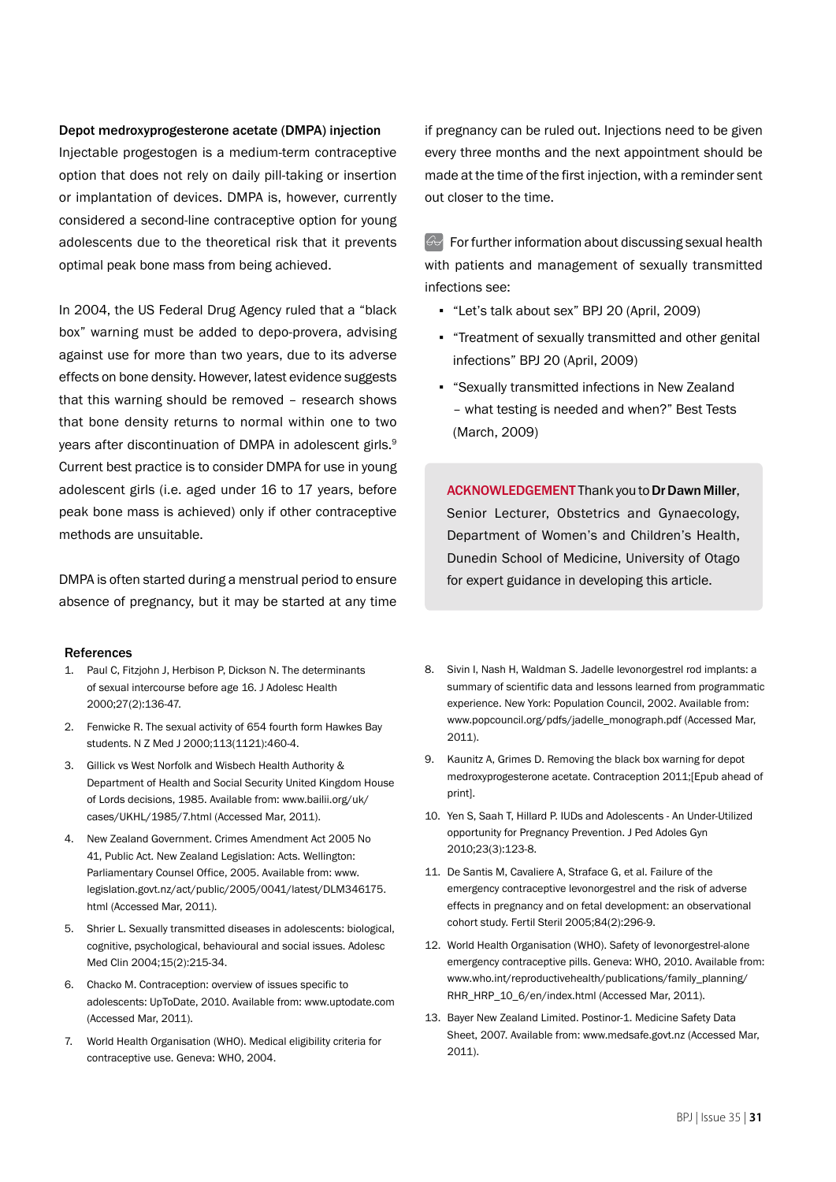### Depot medroxyprogesterone acetate (DMPA) injection

Injectable progestogen is a medium-term contraceptive option that does not rely on daily pill-taking or insertion or implantation of devices. DMPA is, however, currently considered a second-line contraceptive option for young adolescents due to the theoretical risk that it prevents optimal peak bone mass from being achieved.

In 2004, the US Federal Drug Agency ruled that a "black box" warning must be added to depo-provera, advising against use for more than two years, due to its adverse effects on bone density. However, latest evidence suggests that this warning should be removed – research shows that bone density returns to normal within one to two years after discontinuation of DMPA in adolescent girls.[9] Current best practice is to consider DMPA for use in young adolescent girls (i.e. aged under 16 to 17 years, before peak bone mass is achieved) only if other contraceptive methods are unsuitable.

DMPA is often started during a menstrual period to ensure absence of pregnancy, but it may be started at any time if pregnancy can be ruled out. Injections need to be given every three months and the next appointment should be made at the time of the first injection, with a reminder sent out closer to the time.

For further information about discussing sexual health with patients and management of sexually transmitted infections see:

- "Let's talk about sex" BPJ 20 (April, 2009)
- "Treatment of sexually transmitted and other genital infections" BPJ 20 (April, 2009)
- "Sexually transmitted infections in New Zealand – what testing is needed and when?" Best Tests (March, 2009)

**ACKNOWLEDGEMENT** Thank you to **Dr Dawn Miller**, Senior Lecturer, Obstetrics and Gynaecology, Department of Women's and Children's Health, Dunedin School of Medicine, University of Otago for expert guidance in developing this article.

### References

1. Paul C, Fitzjohn J, Herbison P, Dickson N. The determinants of sexual intercourse before age 16. J Adolesc Health 2000;27(2):136-47.
2. Fenwicke R. The sexual activity of 654 fourth form Hawkes Bay students. N Z Med J 2000;113(1121):460-4.
3. Gillick vs West Norfolk and Wisbech Health Authority & Department of Health and Social Security United Kingdom House of Lords decisions, 1985. Available from: www.bailii.org/uk/cases/UKHL/1985/7.html (Accessed Mar, 2011).
4. New Zealand Government. Crimes Amendment Act 2005 No 41, Public Act. New Zealand Legislation: Acts. Wellington: Parliamentary Counsel Office, 2005. Available from: www.legislation.govt.nz/act/public/2005/0041/latest/DLM346175.html (Accessed Mar, 2011).
5. Shrier L. Sexually transmitted diseases in adolescents: biological, cognitive, psychological, behavioural and social issues. Adolesc Med Clin 2004;15(2):215-34.
6. Chacko M. Contraception: overview of issues specific to adolescents: UpToDate, 2010. Available from: www.uptodate.com (Accessed Mar, 2011).
7. World Health Organisation (WHO). Medical eligibility criteria for contraceptive use. Geneva: WHO, 2004.
8. Sivin I, Nash H, Waldman S. Jadelle levonorgestrel rod implants: a summary of scientific data and lessons learned from programmatic experience. New York: Population Council, 2002. Available from: www.popcouncil.org/pdfs/jadelle_monograph.pdf (Accessed Mar, 2011).
9. Kaunitz A, Grimes D. Removing the black box warning for depot medroxyprogesterone acetate. Contraception 2011;[Epub ahead of print].
10. Yen S, Saah T, Hillard P. IUDs and Adolescents - An Under-Utilized opportunity for Pregnancy Prevention. J Ped Adoles Gyn 2010;23(3):123-8.
11. De Santis M, Cavaliere A, Straface G, et al. Failure of the emergency contraceptive levonorgestrel and the risk of adverse effects in pregnancy and on fetal development: an observational cohort study. Fertil Steril 2005;84(2):296-9.
12. World Health Organisation (WHO). Safety of levonorgestrel-alone emergency contraceptive pills. Geneva: WHO, 2010. Available from: www.who.int/reproductivehealth/publications/family_planning/RHR_HRP_10_6/en/index.html (Accessed Mar, 2011).
13. Bayer New Zealand Limited. Postinor-1. Medicine Safety Data Sheet, 2007. Available from: www.medsafe.govt.nz (Accessed Mar, 2011).